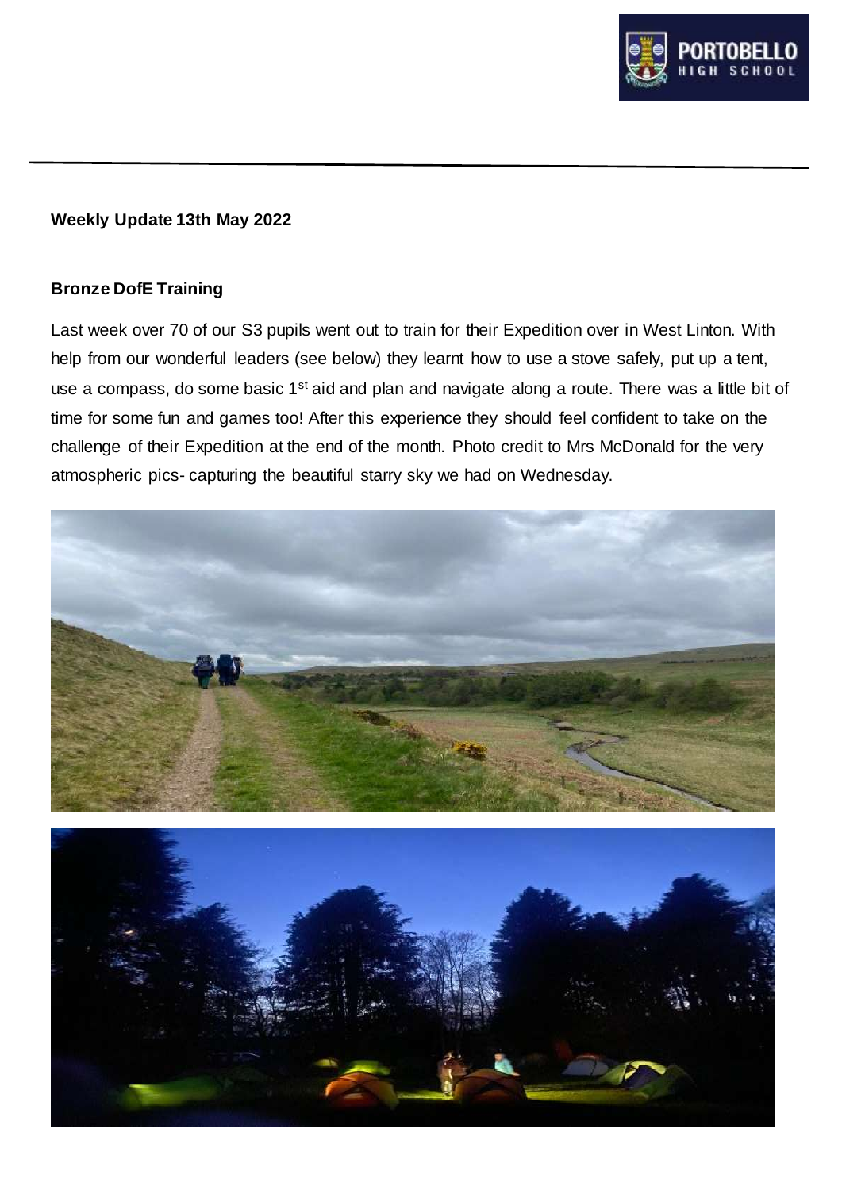**Weekly Update 13th May 2022**

**Bronze DofE Training**

Last week over 70 of our S3 pupils went out to train for their Expedition over in West Linton. With help from our wonderful leaders (see below) they learnt how to use a stove safely, put up a tent, use a compass, do some basic 1st aid and plan and navigate along a route. There was a little bit of time for some fun and games too! After this experience they should feel confident to take on the challenge of their Expedition at the end of the month. Photo credit to Mrs McDonald for the very atmospheric pics- capturing the beautiful starry sky we had on Wednesday.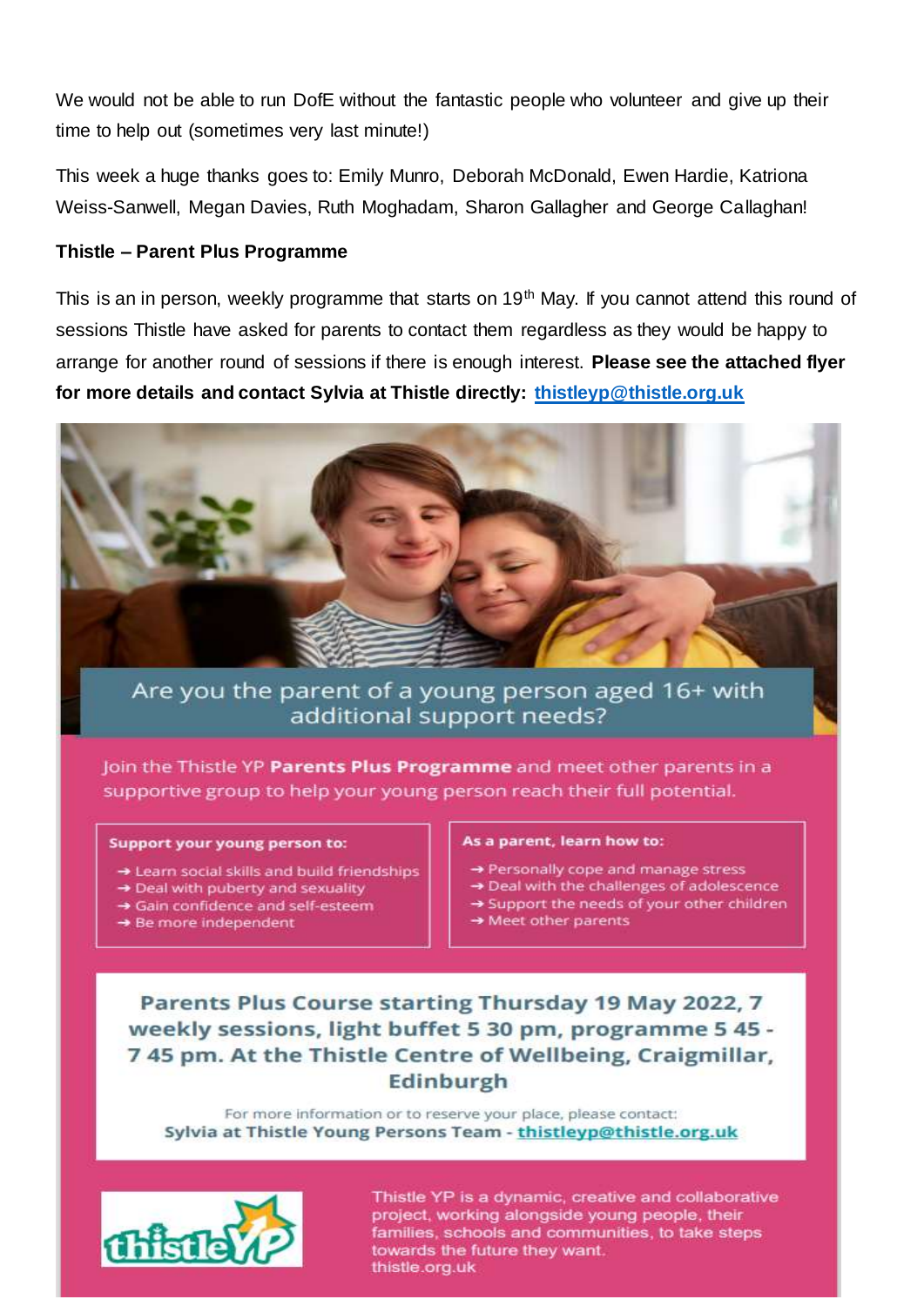We would not be able to run DofE without the fantastic people who volunteer and give up their time to help out (sometimes very last minute!)

This week a huge thanks goes to: Emily Munro, Deborah McDonald, Ewen Hardie, Katriona Weiss-Sanwell, Megan Davies, Ruth Moghadam, Sharon Gallagher and George Callaghan!

**Thistle – Parent Plus Programme**

This is an in person, weekly programme that starts on 19th May. If you cannot attend this round of sessions Thistle have asked for parents to contact them regardless as they would be happy to arrange for another round of sessions if there is enough interest. **Please see the attached flyer for more details and contact Sylvia at Thistle directly: thistleyp@thistle.org.uk**

Are you the parent of a young person aged 16+ with additional support needs?

Join the Thistle YP **Parents Plus Programme** and meet other parents in a supportive group to help your young person reach their full potential.

**Support your young person to:**

- Learn social skills and build friendships
- Deal with puberty and sexuality
- Gain confidence and self-esteem
- Be more independent

**As a parent, learn how to:**

- Personally cope and manage stress
- Deal with the challenges of adolescence
- Support the needs of your other children
- Meet other parents

**Parents Plus Course starting Thursday 19 May 2022, 7 weekly sessions, light buffet 5 30 pm, programme 5 45 - 7 45 pm. At the Thistle Centre of Wellbeing, Craigmillar, Edinburgh**

For more information or to reserve your place, please contact:
**Sylvia at Thistle Young Persons Team - thistleyp@thistle.org.uk**

Thistle YP is a dynamic, creative and collaborative project, working alongside young people, their families, schools and communities, to take steps towards the future they want.
thistle.org.uk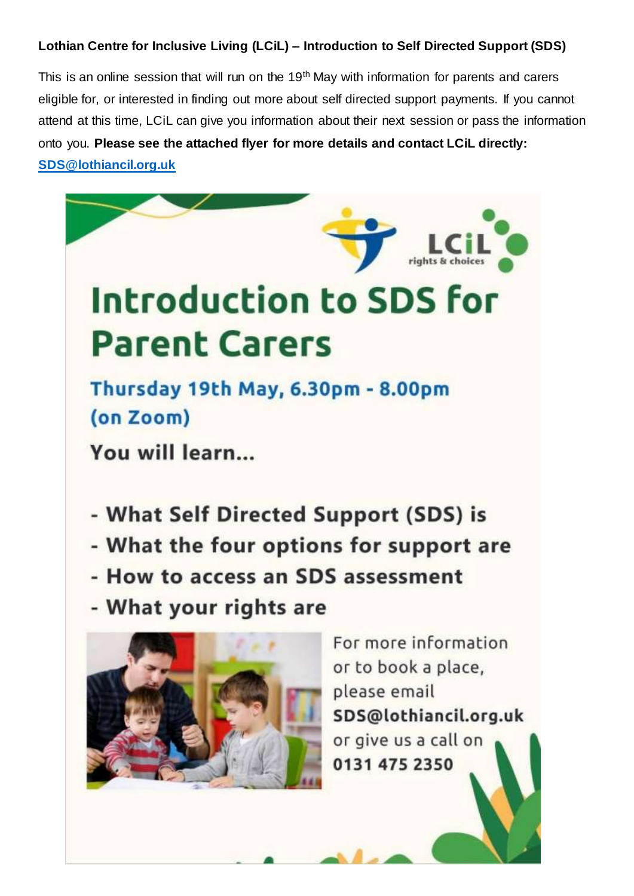**Lothian Centre for Inclusive Living (LCiL) – Introduction to Self Directed Support (SDS)**

This is an online session that will run on the 19th May with information for parents and carers eligible for, or interested in finding out more about self directed support payments. If you cannot attend at this time, LCiL can give you information about their next session or pass the information onto you. **Please see the attached flyer for more details and contact LCiL directly:** **SDS@lothiancil.org.uk**

LCiL rights & choices

# Introduction to SDS for Parent Carers

## Thursday 19th May, 6.30pm - 8.00pm (on Zoom)

**You will learn...**

- What Self Directed Support (SDS) is
- What the four options for support are
- How to access an SDS assessment
- What your rights are

For more information or to book a place, please email **SDS@lothiancil.org.uk** or give us a call on **0131 475 2350**